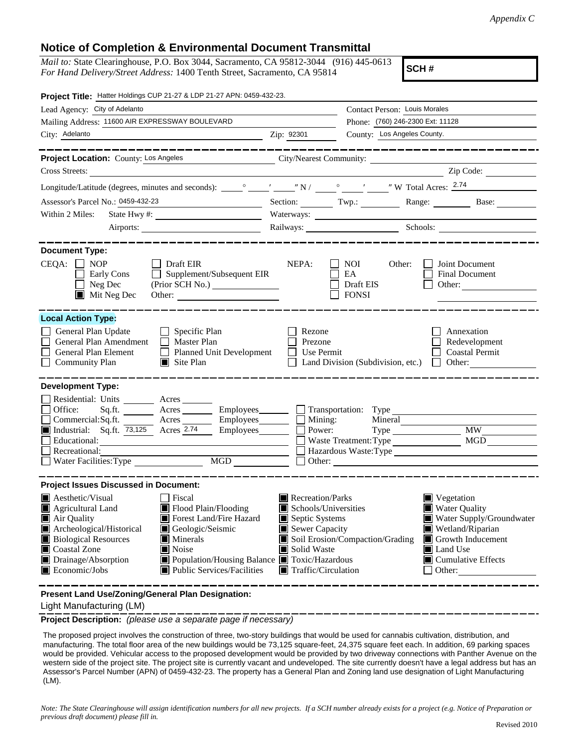*Appendix C*

# Notice of Completion & Environmental Document Transmittal

*Mail to:* State Clearinghouse, P.O. Box 3044, Sacramento, CA 95812-3044 (916) 445-0613
*For Hand Delivery/Street Address:* 1400 Tenth Street, Sacramento, CA 95814

**SCH #**

**Project Title:** Hatter Holdings CUP 21-27 & LDP 21-27 APN: 0459-432-23.

Lead Agency: City of Adelanto
Contact Person: Louis Morales
Mailing Address: 11600 AIR EXPRESSWAY BOULEVARD
Phone: (760) 246-2300 Ext: 11128
City: Adelanto
Zip: 92301
County: Los Angeles County.

---

**Project Location:** County: Los Angeles
City/Nearest Community:
Cross Streets:
Zip Code:
Longitude/Latitude (degrees, minutes and seconds): \_\_\_° \_\_\_′ \_\_\_″ N / \_\_\_° \_\_\_′ \_\_\_″ W Total Acres: 2.74
Assessor's Parcel No.: 0459-432-23
Section: Twp.: Range: Base:
Within 2 Miles: State Hwy #:
Waterways:
Airports:
Railways:
Schools:

---

**Document Type:**

CEQA:
- [ ] NOP
- [ ] Early Cons
- [ ] Neg Dec
- [x] Mit Neg Dec
- [ ] Draft EIR
- [ ] Supplement/Subsequent EIR (Prior SCH No.)
- Other:

NEPA:
- [ ] NOI
- [ ] EA
- [ ] Draft EIS
- [ ] FONSI

Other:
- [ ] Joint Document
- [ ] Final Document
- [ ] Other:

---

**Local Action Type:**

- [ ] General Plan Update
- [ ] General Plan Amendment
- [ ] General Plan Element
- [ ] Community Plan
- [ ] Specific Plan
- [ ] Master Plan
- [ ] Planned Unit Development
- [x] Site Plan
- [ ] Rezone
- [ ] Prezone
- [ ] Use Permit
- [ ] Land Division (Subdivision, etc.)
- [ ] Annexation
- [ ] Redevelopment
- [ ] Coastal Permit
- [ ] Other:

---

**Development Type:**

- [ ] Residential: Units \_\_\_ Acres \_\_\_
- [ ] Office: Sq.ft. \_\_\_ Acres \_\_\_ Employees \_\_\_
- [ ] Commercial: Sq.ft. \_\_\_ Acres \_\_\_ Employees \_\_\_
- [x] Industrial: Sq.ft. 73,125 Acres 2.74 Employees \_\_\_
- [ ] Educational:
- [ ] Recreational:
- [ ] Water Facilities: Type \_\_\_ MGD \_\_\_
- [ ] Transportation: Type
- [ ] Mining: Mineral
- [ ] Power: Type \_\_\_ MW \_\_\_
- [ ] Waste Treatment: Type \_\_\_ MGD \_\_\_
- [ ] Hazardous Waste: Type
- [ ] Other:

---

**Project Issues Discussed in Document:**

- [x] Aesthetic/Visual
- [x] Agricultural Land
- [x] Air Quality
- [x] Archeological/Historical
- [x] Biological Resources
- [x] Coastal Zone
- [x] Drainage/Absorption
- [x] Economic/Jobs
- [ ] Fiscal
- [x] Flood Plain/Flooding
- [x] Forest Land/Fire Hazard
- [x] Geologic/Seismic
- [x] Minerals
- [x] Noise
- [x] Population/Housing Balance
- [x] Public Services/Facilities
- [x] Recreation/Parks
- [x] Schools/Universities
- [x] Septic Systems
- [x] Sewer Capacity
- [x] Soil Erosion/Compaction/Grading
- [x] Solid Waste
- [x] Toxic/Hazardous
- [x] Traffic/Circulation
- [x] Vegetation
- [x] Water Quality
- [x] Water Supply/Groundwater
- [x] Wetland/Riparian
- [x] Growth Inducement
- [x] Land Use
- [x] Cumulative Effects
- [ ] Other:

---

**Present Land Use/Zoning/General Plan Designation:**

Light Manufacturing (LM)

**Project Description:** *(please use a separate page if necessary)*

The proposed project involves the construction of three, two-story buildings that would be used for cannabis cultivation, distribution, and manufacturing. The total floor area of the new buildings would be 73,125 square-feet, 24,375 square feet each. In addition, 69 parking spaces would be provided. Vehicular access to the proposed development would be provided by two driveway connections with Panther Avenue on the western side of the project site. The project site is currently vacant and undeveloped. The site currently doesn't have a legal address but has an Assessor's Parcel Number (APN) of 0459-432-23. The property has a General Plan and Zoning land use designation of Light Manufacturing (LM).

*Note: The State Clearinghouse will assign identification numbers for all new projects. If a SCH number already exists for a project (e.g. Notice of Preparation or previous draft document) please fill in.*

Revised 2010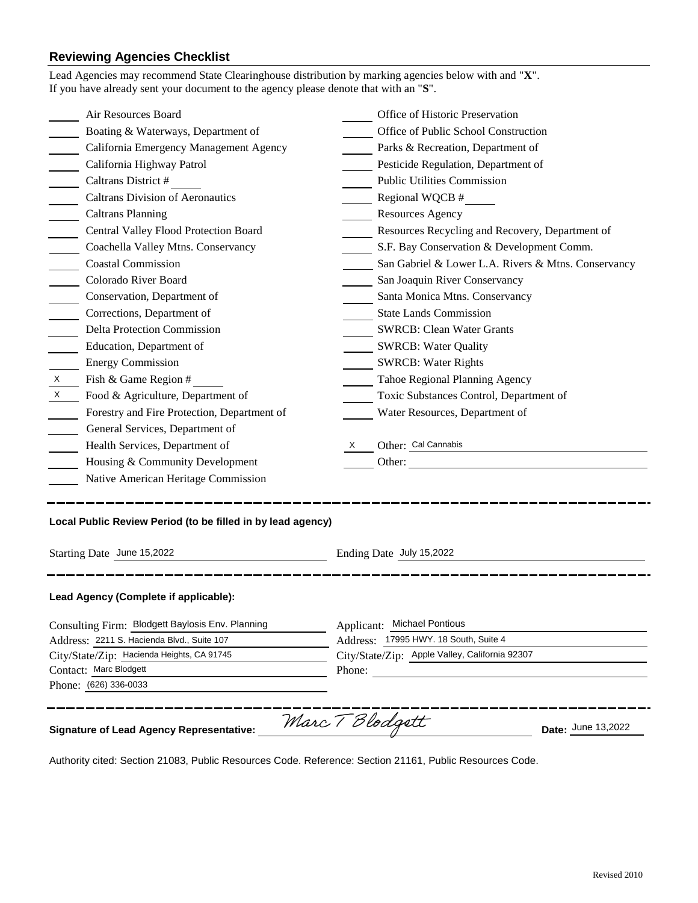## Reviewing Agencies Checklist

Lead Agencies may recommend State Clearinghouse distribution by marking agencies below with and "**X**".
If you have already sent your document to the agency please denote that with an "**S**".

| | | | |
|---|---|---|---|
| | Air Resources Board | | Office of Historic Preservation |
| | Boating & Waterways, Department of | | Office of Public School Construction |
| | California Emergency Management Agency | | Parks & Recreation, Department of |
| | California Highway Patrol | | Pesticide Regulation, Department of |
| | Caltrans District # | | Public Utilities Commission |
| | Caltrans Division of Aeronautics | | Regional WQCB # |
| | Caltrans Planning | | Resources Agency |
| | Central Valley Flood Protection Board | | Resources Recycling and Recovery, Department of |
| | Coachella Valley Mtns. Conservancy | | S.F. Bay Conservation & Development Comm. |
| | Coastal Commission | | San Gabriel & Lower L.A. Rivers & Mtns. Conservancy |
| | Colorado River Board | | San Joaquin River Conservancy |
| | Conservation, Department of | | Santa Monica Mtns. Conservancy |
| | Corrections, Department of | | State Lands Commission |
| | Delta Protection Commission | | SWRCB: Clean Water Grants |
| | Education, Department of | | SWRCB: Water Quality |
| | Energy Commission | | SWRCB: Water Rights |
| X | Fish & Game Region # | | Tahoe Regional Planning Agency |
| X | Food & Agriculture, Department of | | Toxic Substances Control, Department of |
| | Forestry and Fire Protection, Department of | | Water Resources, Department of |
| | General Services, Department of | | |
| | Health Services, Department of | X | Other: Cal Cannabis |
| | Housing & Community Development | | Other: |
| | Native American Heritage Commission | | |

**Local Public Review Period (to be filled in by lead agency)**

Starting Date June 15,2022 Ending Date July 15,2022

**Lead Agency (Complete if applicable):**

Consulting Firm: Blodgett Baylosis Env. Planning
Address: 2211 S. Hacienda Blvd., Suite 107
City/State/Zip: Hacienda Heights, CA 91745
Contact: Marc Blodgett
Phone: (626) 336-0033

Applicant: Michael Pontious
Address: 17995 HWY. 18 South, Suite 4
City/State/Zip: Apple Valley, California 92307
Phone:

**Signature of Lead Agency Representative:** Marc T Blodgett **Date:** June 13,2022

Authority cited: Section 21083, Public Resources Code. Reference: Section 21161, Public Resources Code.

Revised 2010